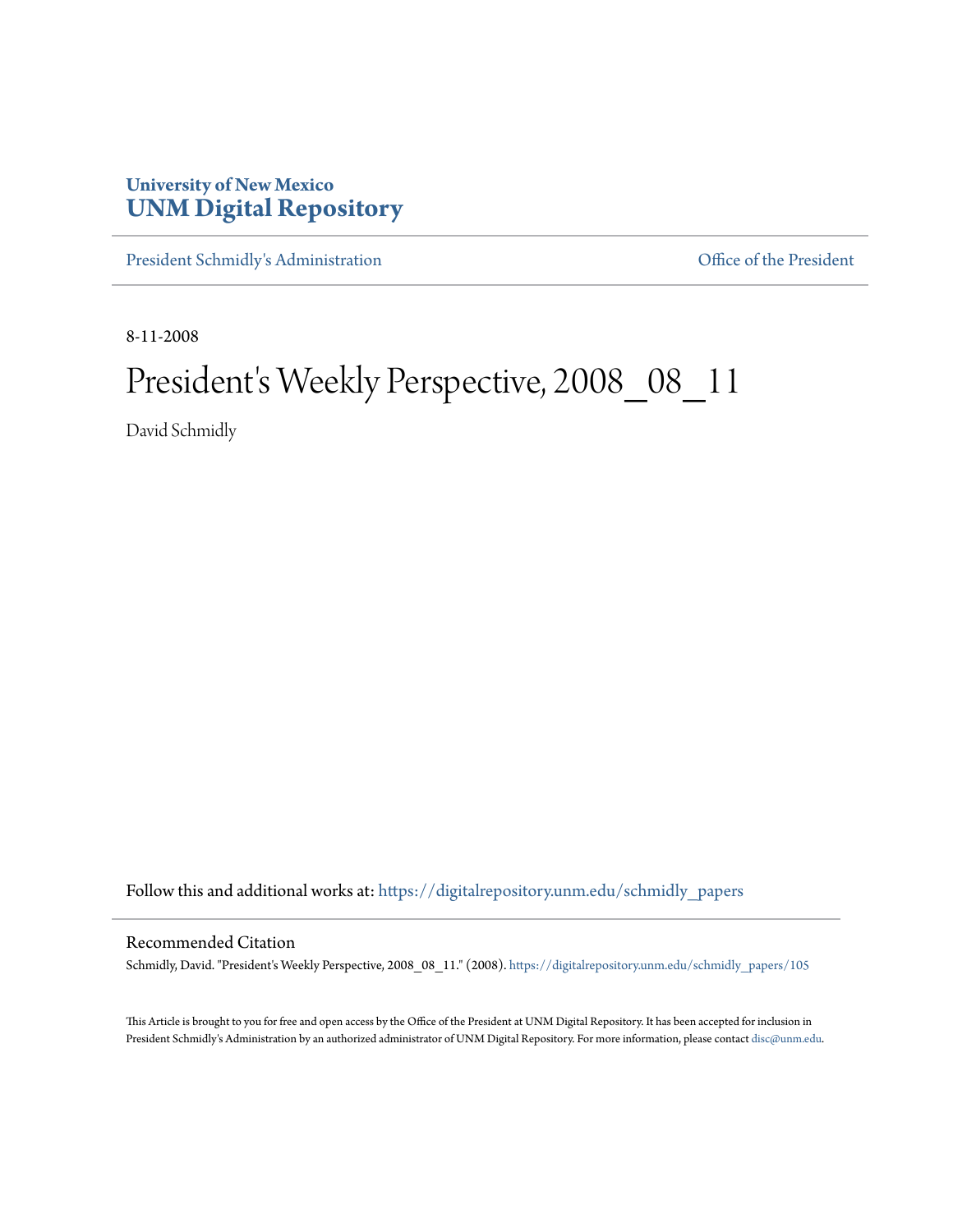**University of New Mexico**
**UNM Digital Repository**

President Schmidly's Administration | Office of the President

8-11-2008

# President's Weekly Perspective, 2008_08_11

David Schmidly

Follow this and additional works at: https://digitalrepository.unm.edu/schmidly_papers

## Recommended Citation

Schmidly, David. "President's Weekly Perspective, 2008_08_11." (2008). https://digitalrepository.unm.edu/schmidly_papers/105

This Article is brought to you for free and open access by the Office of the President at UNM Digital Repository. It has been accepted for inclusion in President Schmidly's Administration by an authorized administrator of UNM Digital Repository. For more information, please contact disc@unm.edu.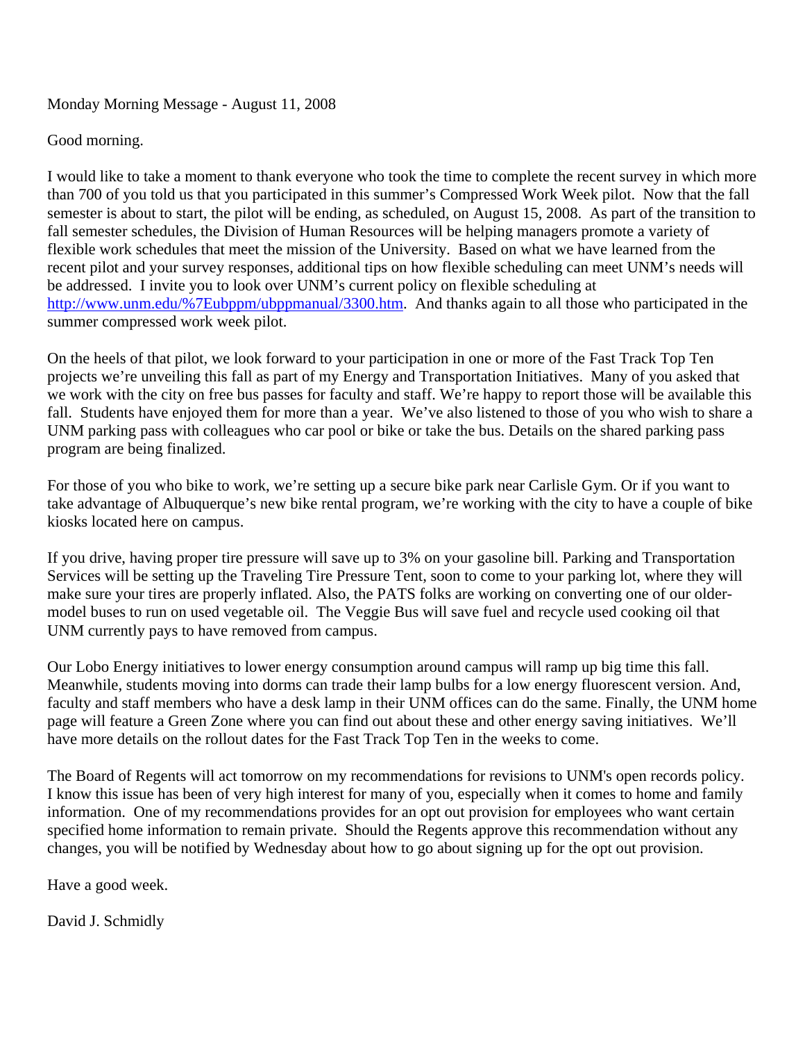Monday Morning Message - August 11, 2008

Good morning.

I would like to take a moment to thank everyone who took the time to complete the recent survey in which more than 700 of you told us that you participated in this summer's Compressed Work Week pilot. Now that the fall semester is about to start, the pilot will be ending, as scheduled, on August 15, 2008. As part of the transition to fall semester schedules, the Division of Human Resources will be helping managers promote a variety of flexible work schedules that meet the mission of the University. Based on what we have learned from the recent pilot and your survey responses, additional tips on how flexible scheduling can meet UNM's needs will be addressed. I invite you to look over UNM's current policy on flexible scheduling at http://www.unm.edu/%7Eubppm/ubppmanual/3300.htm. And thanks again to all those who participated in the summer compressed work week pilot.

On the heels of that pilot, we look forward to your participation in one or more of the Fast Track Top Ten projects we're unveiling this fall as part of my Energy and Transportation Initiatives. Many of you asked that we work with the city on free bus passes for faculty and staff. We're happy to report those will be available this fall. Students have enjoyed them for more than a year. We've also listened to those of you who wish to share a UNM parking pass with colleagues who car pool or bike or take the bus. Details on the shared parking pass program are being finalized.

For those of you who bike to work, we're setting up a secure bike park near Carlisle Gym. Or if you want to take advantage of Albuquerque's new bike rental program, we're working with the city to have a couple of bike kiosks located here on campus.

If you drive, having proper tire pressure will save up to 3% on your gasoline bill. Parking and Transportation Services will be setting up the Traveling Tire Pressure Tent, soon to come to your parking lot, where they will make sure your tires are properly inflated. Also, the PATS folks are working on converting one of our older-model buses to run on used vegetable oil. The Veggie Bus will save fuel and recycle used cooking oil that UNM currently pays to have removed from campus.

Our Lobo Energy initiatives to lower energy consumption around campus will ramp up big time this fall. Meanwhile, students moving into dorms can trade their lamp bulbs for a low energy fluorescent version. And, faculty and staff members who have a desk lamp in their UNM offices can do the same. Finally, the UNM home page will feature a Green Zone where you can find out about these and other energy saving initiatives. We'll have more details on the rollout dates for the Fast Track Top Ten in the weeks to come.

The Board of Regents will act tomorrow on my recommendations for revisions to UNM's open records policy. I know this issue has been of very high interest for many of you, especially when it comes to home and family information. One of my recommendations provides for an opt out provision for employees who want certain specified home information to remain private. Should the Regents approve this recommendation without any changes, you will be notified by Wednesday about how to go about signing up for the opt out provision.

Have a good week.

David J. Schmidly